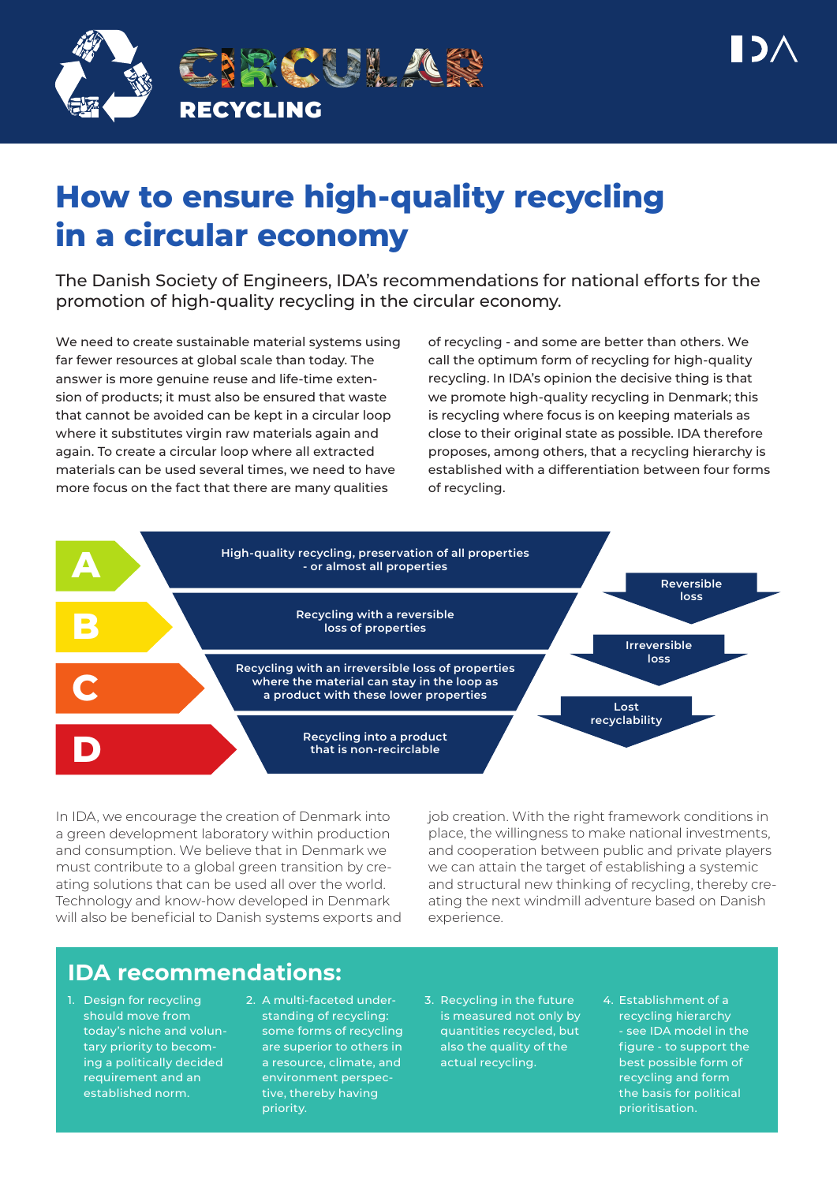CIRCULAR

RECYCLING

IDA

# How to ensure high-quality recycling in a circular economy

The Danish Society of Engineers, IDA's recommendations for national efforts for the promotion of high-quality recycling in the circular economy.

We need to create sustainable material systems using far fewer resources at global scale than today. The answer is more genuine reuse and life-time extension of products; it must also be ensured that waste that cannot be avoided can be kept in a circular loop where it substitutes virgin raw materials again and again. To create a circular loop where all extracted materials can be used several times, we need to have more focus on the fact that there are many qualities of recycling - and some are better than others. We call the optimum form of recycling for high-quality recycling. In IDA's opinion the decisive thing is that we promote high-quality recycling in Denmark; this is recycling where focus is on keeping materials as close to their original state as possible. IDA therefore proposes, among others, that a recycling hierarchy is established with a differentiation between four forms of recycling.

**A** — High-quality recycling, preservation of all properties - or almost all properties

**B** — Recycling with a reversible loss of properties

**C** — Recycling with an irreversible loss of properties where the material can stay in the loop as a product with these lower properties

**D** — Recycling into a product that is non-reclrclable

Reversible loss

Irreversible loss

Lost recyclability

In IDA, we encourage the creation of Denmark into a green development laboratory within production and consumption. We believe that in Denmark we must contribute to a global green transition by creating solutions that can be used all over the world. Technology and know-how developed in Denmark will also be beneficial to Danish systems exports and job creation. With the right framework conditions in place, the willingness to make national investments, and cooperation between public and private players we can attain the target of establishing a systemic and structural new thinking of recycling, thereby creating the next windmill adventure based on Danish experience.

## IDA recommendations:

1. Design for recycling should move from today's niche and voluntary priority to becoming a politically decided requirement and an established norm.
2. A multi-faceted understanding of recycling: some forms of recycling are superior to others in a resource, climate, and environment perspective, thereby having priority.
3. Recycling in the future is measured not only by quantities recycled, but also the quality of the actual recycling.
4. Establishment of a recycling hierarchy - see IDA model in the figure - to support the best possible form of recycling and form the basis for political prioritisation.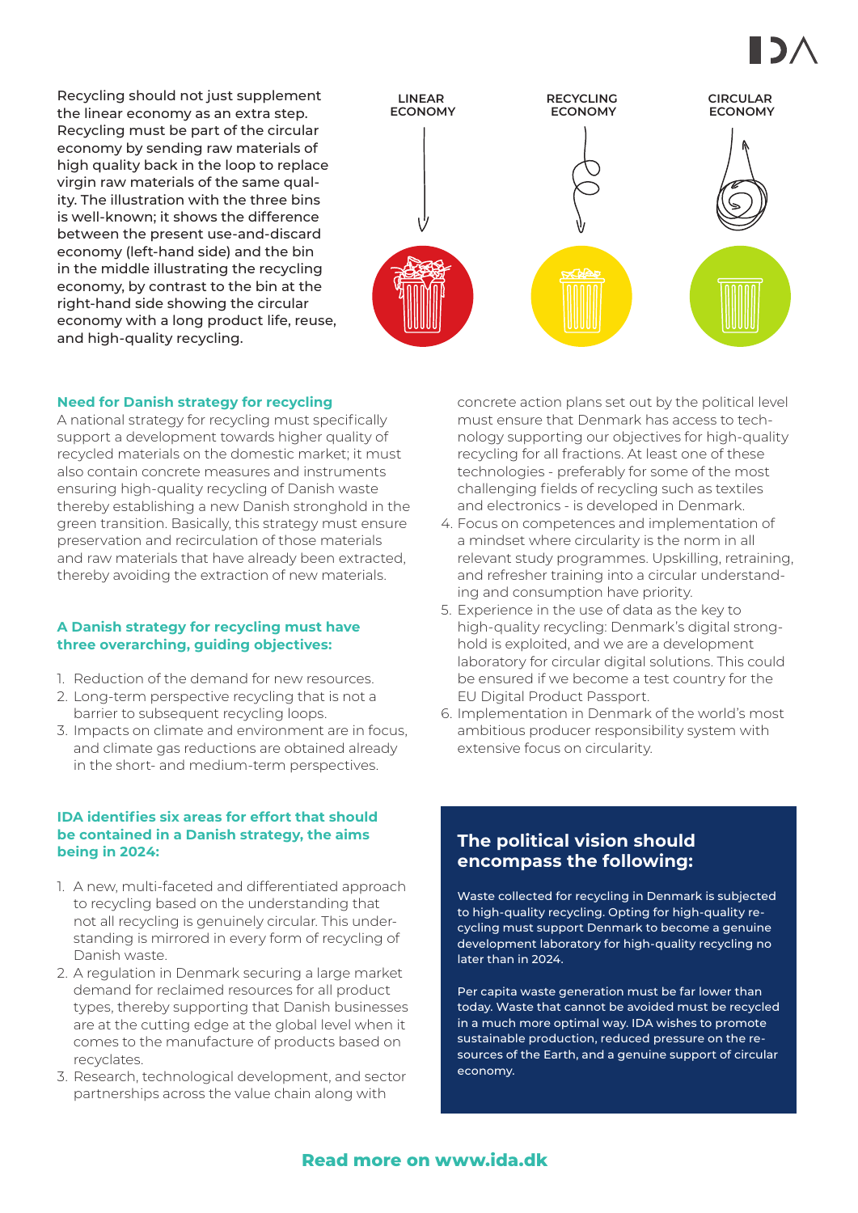Recycling should not just supplement the linear economy as an extra step. Recycling must be part of the circular economy by sending raw materials of high quality back in the loop to replace virgin raw materials of the same quality. The illustration with the three bins is well-known; it shows the difference between the present use-and-discard economy (left-hand side) and the bin in the middle illustrating the recycling economy, by contrast to the bin at the right-hand side showing the circular economy with a long product life, reuse, and high-quality recycling.

LINEAR ECONOMY

RECYCLING ECONOMY

CIRCULAR ECONOMY

## Need for Danish strategy for recycling

A national strategy for recycling must specifically support a development towards higher quality of recycled materials on the domestic market; it must also contain concrete measures and instruments ensuring high-quality recycling of Danish waste thereby establishing a new Danish stronghold in the green transition. Basically, this strategy must ensure preservation and recirculation of those materials and raw materials that have already been extracted, thereby avoiding the extraction of new materials.

## A Danish strategy for recycling must have three overarching, guiding objectives:

1. Reduction of the demand for new resources.
2. Long-term perspective recycling that is not a barrier to subsequent recycling loops.
3. Impacts on climate and environment are in focus, and climate gas reductions are obtained already in the short- and medium-term perspectives.

## IDA identifies six areas for effort that should be contained in a Danish strategy, the aims being in 2024:

1. A new, multi-faceted and differentiated approach to recycling based on the understanding that not all recycling is genuinely circular. This understanding is mirrored in every form of recycling of Danish waste.
2. A regulation in Denmark securing a large market demand for reclaimed resources for all product types, thereby supporting that Danish businesses are at the cutting edge at the global level when it comes to the manufacture of products based on recyclates.
3. Research, technological development, and sector partnerships across the value chain along with concrete action plans set out by the political level must ensure that Denmark has access to technology supporting our objectives for high-quality recycling for all fractions. At least one of these technologies - preferably for some of the most challenging fields of recycling such as textiles and electronics - is developed in Denmark.
4. Focus on competences and implementation of a mindset where circularity is the norm in all relevant study programmes. Upskilling, retraining, and refresher training into a circular understanding and consumption have priority.
5. Experience in the use of data as the key to high-quality recycling: Denmark's digital stronghold is exploited, and we are a development laboratory for circular digital solutions. This could be ensured if we become a test country for the EU Digital Product Passport.
6. Implementation in Denmark of the world's most ambitious producer responsibility system with extensive focus on circularity.

## The political vision should encompass the following:

Waste collected for recycling in Denmark is subjected to high-quality recycling. Opting for high-quality recycling must support Denmark to become a genuine development laboratory for high-quality recycling no later than in 2024.

Per capita waste generation must be far lower than today. Waste that cannot be avoided must be recycled in a much more optimal way. IDA wishes to promote sustainable production, reduced pressure on the resources of the Earth, and a genuine support of circular economy.

**Read more on www.ida.dk**